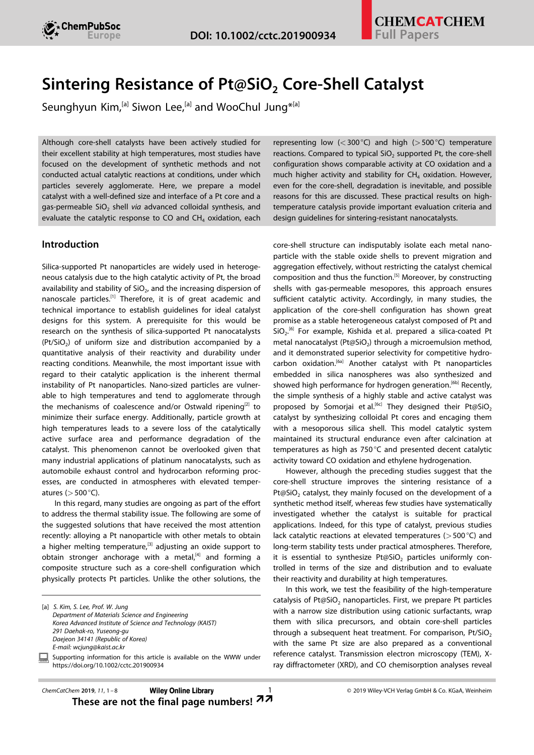# Sintering Resistance of $Pt@SiO_2$ Core-Shell Catalyst

Seunghyun Kim,[a] Siwon Lee,[a] and WooChul Jung*[a]

Although core-shell catalysts have been actively studied for their excellent stability at high temperatures, most studies have focused on the development of synthetic methods and not conducted actual catalytic reactions at conditions, under which particles severely agglomerate. Here, we prepare a model catalyst with a well-defined size and interface of a Pt core and a gas-permeable $SiO_2$ shell *via* advanced colloidal synthesis, and evaluate the catalytic response to CO and $CH_4$ oxidation, each representing low (<300 °C) and high (>500 °C) temperature reactions. Compared to typical $SiO_2$ supported Pt, the core-shell configuration shows comparable activity at CO oxidation and a much higher activity and stability for $CH_4$ oxidation. However, even for the core-shell, degradation is inevitable, and possible reasons for this are discussed. These practical results on high-temperature catalysis provide important evaluation criteria and design guidelines for sintering-resistant nanocatalysts.

## Introduction

Silica-supported Pt nanoparticles are widely used in heterogeneous catalysis due to the high catalytic activity of Pt, the broad availability and stability of $SiO_2$, and the increasing dispersion of nanoscale particles.[1] Therefore, it is of great academic and technical importance to establish guidelines for ideal catalyst designs for this system. A prerequisite for this would be research on the synthesis of silica-supported Pt nanocatalysts ($Pt/SiO_2$) of uniform size and distribution accompanied by a quantitative analysis of their reactivity and durability under reacting conditions. Meanwhile, the most important issue with regard to their catalytic application is the inherent thermal instability of Pt nanoparticles. Nano-sized particles are vulnerable to high temperatures and tend to agglomerate through the mechanisms of coalescence and/or Ostwald ripening[2] to minimize their surface energy. Additionally, particle growth at high temperatures leads to a severe loss of the catalytically active surface area and performance degradation of the catalyst. This phenomenon cannot be overlooked given that many industrial applications of platinum nanocatalysts, such as automobile exhaust control and hydrocarbon reforming processes, are conducted in atmospheres with elevated temperatures (>500 °C).

In this regard, many studies are ongoing as part of the effort to address the thermal stability issue. The following are some of the suggested solutions that have received the most attention recently: alloying a Pt nanoparticle with other metals to obtain a higher melting temperature,[3] adjusting an oxide support to obtain stronger anchorage with a metal,[4] and forming a composite structure such as a core-shell configuration which physically protects Pt particles. Unlike the other solutions, the core-shell structure can indisputably isolate each metal nanoparticle with the stable oxide shells to prevent migration and aggregation effectively, without restricting the catalyst chemical composition and thus the function.[5] Moreover, by constructing shells with gas-permeable mesopores, this approach ensures sufficient catalytic activity. Accordingly, in many studies, the application of the core-shell configuration has shown great promise as a stable heterogeneous catalyst composed of Pt and $SiO_2$.[6] For example, Kishida et al. prepared a silica-coated Pt metal nanocatalyst ($Pt@SiO_2$) through a microemulsion method, and it demonstrated superior selectivity for competitive hydrocarbon oxidation.[6a] Another catalyst with Pt nanoparticles embedded in silica nanospheres was also synthesized and showed high performance for hydrogen generation.[6b] Recently, the simple synthesis of a highly stable and active catalyst was proposed by Somorjai et al.[6c] They designed their $Pt@SiO_2$ catalyst by synthesizing colloidal Pt cores and encaging them with a mesoporous silica shell. This model catalytic system maintained its structural endurance even after calcination at temperatures as high as 750 °C and presented decent catalytic activity toward CO oxidation and ethylene hydrogenation.

However, although the preceding studies suggest that the core-shell structure improves the sintering resistance of a $Pt@SiO_2$ catalyst, they mainly focused on the development of a synthetic method itself, whereas few studies have systematically investigated whether the catalyst is suitable for practical applications. Indeed, for this type of catalyst, previous studies lack catalytic reactions at elevated temperatures (>500 °C) and long-term stability tests under practical atmospheres. Therefore, it is essential to synthesize $Pt@SiO_2$ particles uniformly controlled in terms of the size and distribution and to evaluate their reactivity and durability at high temperatures.

In this work, we test the feasibility of the high-temperature catalysis of $Pt@SiO_2$ nanoparticles. First, we prepare Pt particles with a narrow size distribution using cationic surfactants, wrap them with silica precursors, and obtain core-shell particles through a subsequent heat treatment. For comparison, $Pt/SiO_2$ with the same Pt size are also prepared as a conventional reference catalyst. Transmission electron microscopy (TEM), X-ray diffractometer (XRD), and CO chemisorption analyses reveal

[a] S. Kim, S. Lee, Prof. W. Jung
*Department of Materials Science and Engineering*
*Korea Advanced Institute of Science and Technology (KAIST)*
*291 Daehak-ro, Yuseong-gu*
*Daejeon 34141 (Republic of Korea)*
*E-mail: wcjung@kaist.ac.kr*

Supporting information for this article is available on the WWW under https://doi.org/10.1002/cctc.201900934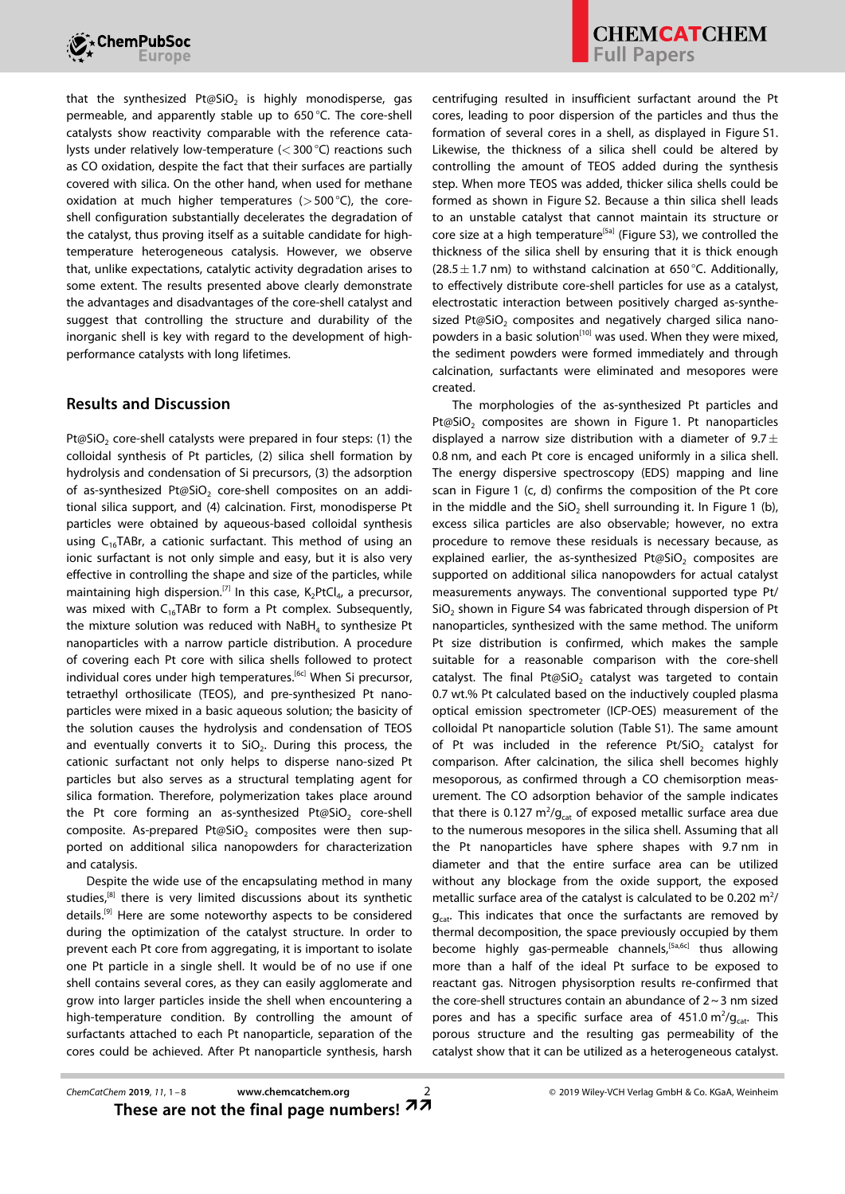that the synthesized $Pt@SiO_2$ is highly monodisperse, gas permeable, and apparently stable up to 650 °C. The core-shell catalysts show reactivity comparable with the reference catalysts under relatively low-temperature (<300 °C) reactions such as CO oxidation, despite the fact that their surfaces are partially covered with silica. On the other hand, when used for methane oxidation at much higher temperatures (>500 °C), the core-shell configuration substantially decelerates the degradation of the catalyst, thus proving itself as a suitable candidate for high-temperature heterogeneous catalysis. However, we observe that, unlike expectations, catalytic activity degradation arises to some extent. The results presented above clearly demonstrate the advantages and disadvantages of the core-shell catalyst and suggest that controlling the structure and durability of the inorganic shell is key with regard to the development of high-performance catalysts with long lifetimes.

## Results and Discussion

$Pt@SiO_2$ core-shell catalysts were prepared in four steps: (1) the colloidal synthesis of Pt particles, (2) silica shell formation by hydrolysis and condensation of Si precursors, (3) the adsorption of as-synthesized $Pt@SiO_2$ core-shell composites on an additional silica support, and (4) calcination. First, monodisperse Pt particles were obtained by aqueous-based colloidal synthesis using $C_{16}TABr$, a cationic surfactant. This method of using an ionic surfactant is not only simple and easy, but it is also very effective in controlling the shape and size of the particles, while maintaining high dispersion.[7] In this case, $K_2PtCl_4$, a precursor, was mixed with $C_{16}TABr$ to form a Pt complex. Subsequently, the mixture solution was reduced with $NaBH_4$ to synthesize Pt nanoparticles with a narrow particle distribution. A procedure of covering each Pt core with silica shells followed to protect individual cores under high temperatures.[6c] When Si precursor, tetraethyl orthosilicate (TEOS), and pre-synthesized Pt nanoparticles were mixed in a basic aqueous solution; the basicity of the solution causes the hydrolysis and condensation of TEOS and eventually converts it to $SiO_2$. During this process, the cationic surfactant not only helps to disperse nano-sized Pt particles but also serves as a structural templating agent for silica formation. Therefore, polymerization takes place around the Pt core forming an as-synthesized $Pt@SiO_2$ core-shell composite. As-prepared $Pt@SiO_2$ composites were then supported on additional silica nanopowders for characterization and catalysis.

Despite the wide use of the encapsulating method in many studies,[8] there is very limited discussions about its synthetic details.[9] Here are some noteworthy aspects to be considered during the optimization of the catalyst structure. In order to prevent each Pt core from aggregating, it is important to isolate one Pt particle in a single shell. It would be of no use if one shell contains several cores, as they can easily agglomerate and grow into larger particles inside the shell when encountering a high-temperature condition. By controlling the amount of surfactants attached to each Pt nanoparticle, separation of the cores could be achieved. After Pt nanoparticle synthesis, harsh centrifuging resulted in insufficient surfactant around the Pt cores, leading to poor dispersion of the particles and thus the formation of several cores in a shell, as displayed in Figure S1. Likewise, the thickness of a silica shell could be altered by controlling the amount of TEOS added during the synthesis step. When more TEOS was added, thicker silica shells could be formed as shown in Figure S2. Because a thin silica shell leads to an unstable catalyst that cannot maintain its structure or core size at a high temperature[5a] (Figure S3), we controlled the thickness of the silica shell by ensuring that it is thick enough ($28.5 \pm 1.7$ nm) to withstand calcination at 650 °C. Additionally, to effectively distribute core-shell particles for use as a catalyst, electrostatic interaction between positively charged as-synthesized $Pt@SiO_2$ composites and negatively charged silica nanopowders in a basic solution[10] was used. When they were mixed, the sediment powders were formed immediately and through calcination, surfactants were eliminated and mesopores were created.

The morphologies of the as-synthesized Pt particles and $Pt@SiO_2$ composites are shown in Figure 1. Pt nanoparticles displayed a narrow size distribution with a diameter of $9.7 \pm 0.8$ nm, and each Pt core is encaged uniformly in a silica shell. The energy dispersive spectroscopy (EDS) mapping and line scan in Figure 1 (c, d) confirms the composition of the Pt core in the middle and the $SiO_2$ shell surrounding it. In Figure 1 (b), excess silica particles are also observable; however, no extra procedure to remove these residuals is necessary because, as explained earlier, the as-synthesized $Pt@SiO_2$ composites are supported on additional silica nanopowders for actual catalyst measurements anyways. The conventional supported type $Pt/SiO_2$ shown in Figure S4 was fabricated through dispersion of Pt nanoparticles, synthesized with the same method. The uniform Pt size distribution is confirmed, which makes the sample suitable for a reasonable comparison with the core-shell catalyst. The final $Pt@SiO_2$ catalyst was targeted to contain 0.7 wt.% Pt calculated based on the inductively coupled plasma optical emission spectrometer (ICP-OES) measurement of the colloidal Pt nanoparticle solution (Table S1). The same amount of Pt was included in the reference $Pt/SiO_2$ catalyst for comparison. After calcination, the silica shell becomes highly mesoporous, as confirmed through a CO chemisorption measurement. The CO adsorption behavior of the sample indicates that there is 0.127 $m^2/g_{cat}$ of exposed metallic surface area due to the numerous mesopores in the silica shell. Assuming that all the Pt nanoparticles have sphere shapes with 9.7 nm in diameter and that the entire surface area can be utilized without any blockage from the oxide support, the exposed metallic surface area of the catalyst is calculated to be 0.202 $m^2/g_{cat}$. This indicates that once the surfactants are removed by thermal decomposition, the space previously occupied by them become highly gas-permeable channels,[5a,6c] thus allowing more than a half of the ideal Pt surface to be exposed to reactant gas. Nitrogen physisorption results re-confirmed that the core-shell structures contain an abundance of 2~3 nm sized pores and has a specific surface area of 451.0 $m^2/g_{cat}$. This porous structure and the resulting gas permeability of the catalyst show that it can be utilized as a heterogeneous catalyst.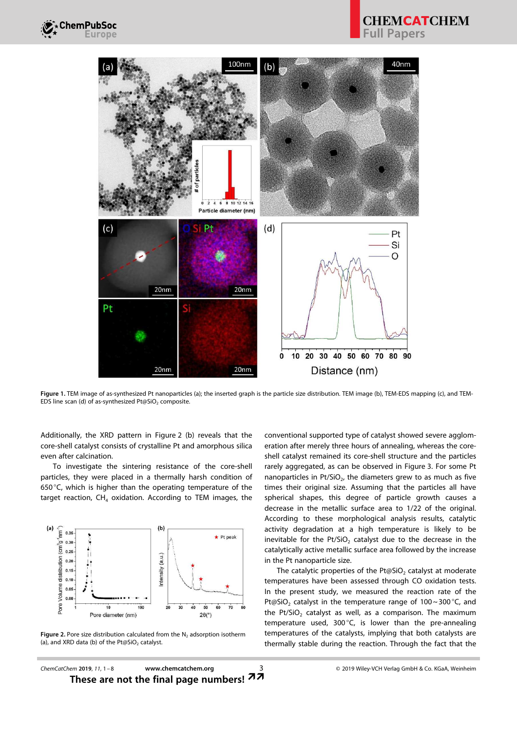Figure 1. TEM image of as-synthesized Pt nanoparticles (a); the inserted graph is the particle size distribution. TEM image (b), TEM-EDS mapping (c), and TEM-EDS line scan (d) of as-synthesized Pt@$SiO_2$ composite.

Additionally, the XRD pattern in Figure 2 (b) reveals that the core-shell catalyst consists of crystalline Pt and amorphous silica even after calcination.

To investigate the sintering resistance of the core-shell particles, they were placed in a thermally harsh condition of 650 °C, which is higher than the operating temperature of the target reaction, $CH_4$ oxidation. According to TEM images, the conventional supported type of catalyst showed severe agglomeration after merely three hours of annealing, whereas the core-shell catalyst remained its core-shell structure and the particles rarely aggregated, as can be observed in Figure 3. For some Pt nanoparticles in Pt/$SiO_2$, the diameters grew to as much as five times their original size. Assuming that the particles all have spherical shapes, this degree of particle growth causes a decrease in the metallic surface area to 1/22 of the original. According to these morphological analysis results, catalytic activity degradation at a high temperature is likely to be inevitable for the Pt/$SiO_2$ catalyst due to the decrease in the catalytically active metallic surface area followed by the increase in the Pt nanoparticle size.

Figure 2. Pore size distribution calculated from the $N_2$ adsorption isotherm (a), and XRD data (b) of the Pt@$SiO_2$ catalyst.

The catalytic properties of the Pt@$SiO_2$ catalyst at moderate temperatures have been assessed through CO oxidation tests. In the present study, we measured the reaction rate of the Pt@$SiO_2$ catalyst in the temperature range of 100 ~ 300 °C, and the Pt/$SiO_2$ catalyst as well, as a comparison. The maximum temperature used, 300 °C, is lower than the pre-annealing temperatures of the catalysts, implying that both catalysts are thermally stable during the reaction. Through the fact that the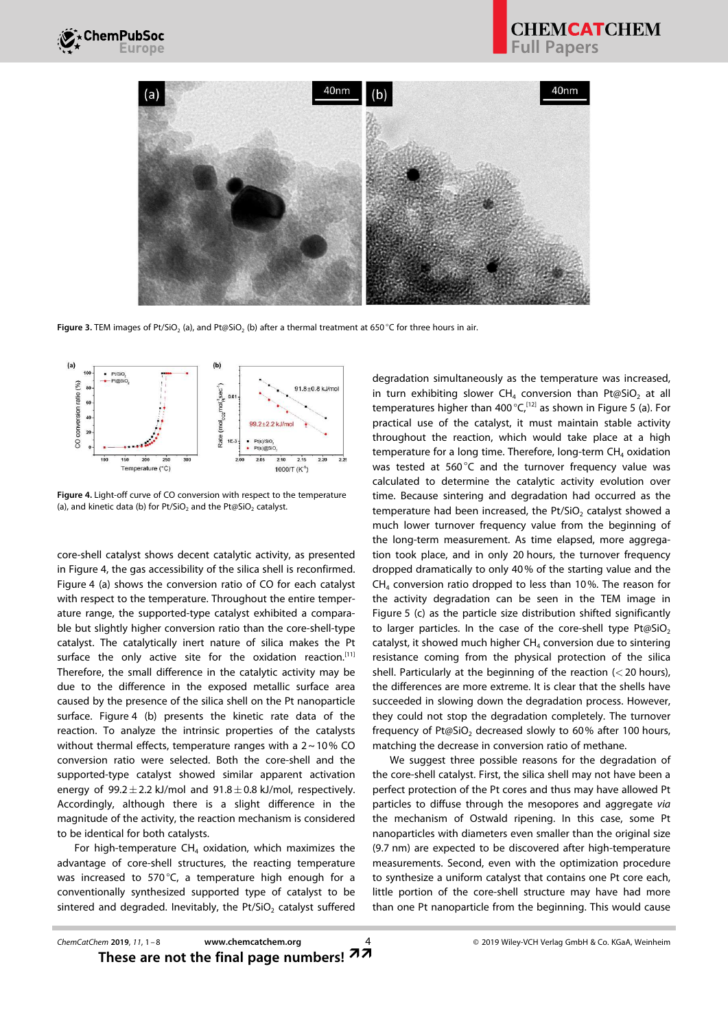**Figure 3.** TEM images of $Pt/SiO_2$ (a), and $Pt@SiO_2$ (b) after a thermal treatment at 650 °C for three hours in air.

**Figure 4.** Light-off curve of CO conversion with respect to the temperature (a), and kinetic data (b) for $Pt/SiO_2$ and the $Pt@SiO_2$ catalyst.

core-shell catalyst shows decent catalytic activity, as presented in Figure 4, the gas accessibility of the silica shell is reconfirmed. Figure 4 (a) shows the conversion ratio of CO for each catalyst with respect to the temperature. Throughout the entire temperature range, the supported-type catalyst exhibited a comparable but slightly higher conversion ratio than the core-shell-type catalyst. The catalytically inert nature of silica makes the Pt surface the only active site for the oxidation reaction.[11] Therefore, the small difference in the catalytic activity may be due to the difference in the exposed metallic surface area caused by the presence of the silica shell on the Pt nanoparticle surface. Figure 4 (b) presents the kinetic rate data of the reaction. To analyze the intrinsic properties of the catalysts without thermal effects, temperature ranges with a 2~10% CO conversion ratio were selected. Both the core-shell and the supported-type catalyst showed similar apparent activation energy of 99.2 ± 2.2 kJ/mol and 91.8 ± 0.8 kJ/mol, respectively. Accordingly, although there is a slight difference in the magnitude of the activity, the reaction mechanism is considered to be identical for both catalysts.

For high-temperature $CH_4$ oxidation, which maximizes the advantage of core-shell structures, the reacting temperature was increased to 570 °C, a temperature high enough for a conventionally synthesized supported type of catalyst to be sintered and degraded. Inevitably, the $Pt/SiO_2$ catalyst suffered degradation simultaneously as the temperature was increased, in turn exhibiting slower $CH_4$ conversion than $Pt@SiO_2$ at all temperatures higher than 400 °C,[12] as shown in Figure 5 (a). For practical use of the catalyst, it must maintain stable activity throughout the reaction, which would take place at a high temperature for a long time. Therefore, long-term $CH_4$ oxidation was tested at 560 °C and the turnover frequency value was calculated to determine the catalytic activity evolution over time. Because sintering and degradation had occurred as the temperature had been increased, the $Pt/SiO_2$ catalyst showed a much lower turnover frequency value from the beginning of the long-term measurement. As time elapsed, more aggregation took place, and in only 20 hours, the turnover frequency dropped dramatically to only 40% of the starting value and the $CH_4$ conversion ratio dropped to less than 10%. The reason for the activity degradation can be seen in the TEM image in Figure 5 (c) as the particle size distribution shifted significantly to larger particles. In the case of the core-shell type $Pt@SiO_2$ catalyst, it showed much higher $CH_4$ conversion due to sintering resistance coming from the physical protection of the silica shell. Particularly at the beginning of the reaction (< 20 hours), the differences are more extreme. It is clear that the shells have succeeded in slowing down the degradation process. However, they could not stop the degradation completely. The turnover frequency of $Pt@SiO_2$ decreased slowly to 60% after 100 hours, matching the decrease in conversion ratio of methane.

We suggest three possible reasons for the degradation of the core-shell catalyst. First, the silica shell may not have been a perfect protection of the Pt cores and thus may have allowed Pt particles to diffuse through the mesopores and aggregate *via* the mechanism of Ostwald ripening. In this case, some Pt nanoparticles with diameters even smaller than the original size (9.7 nm) are expected to be discovered after high-temperature measurements. Second, even with the optimization procedure to synthesize a uniform catalyst that contains one Pt core each, little portion of the core-shell structure may have had more than one Pt nanoparticle from the beginning. This would cause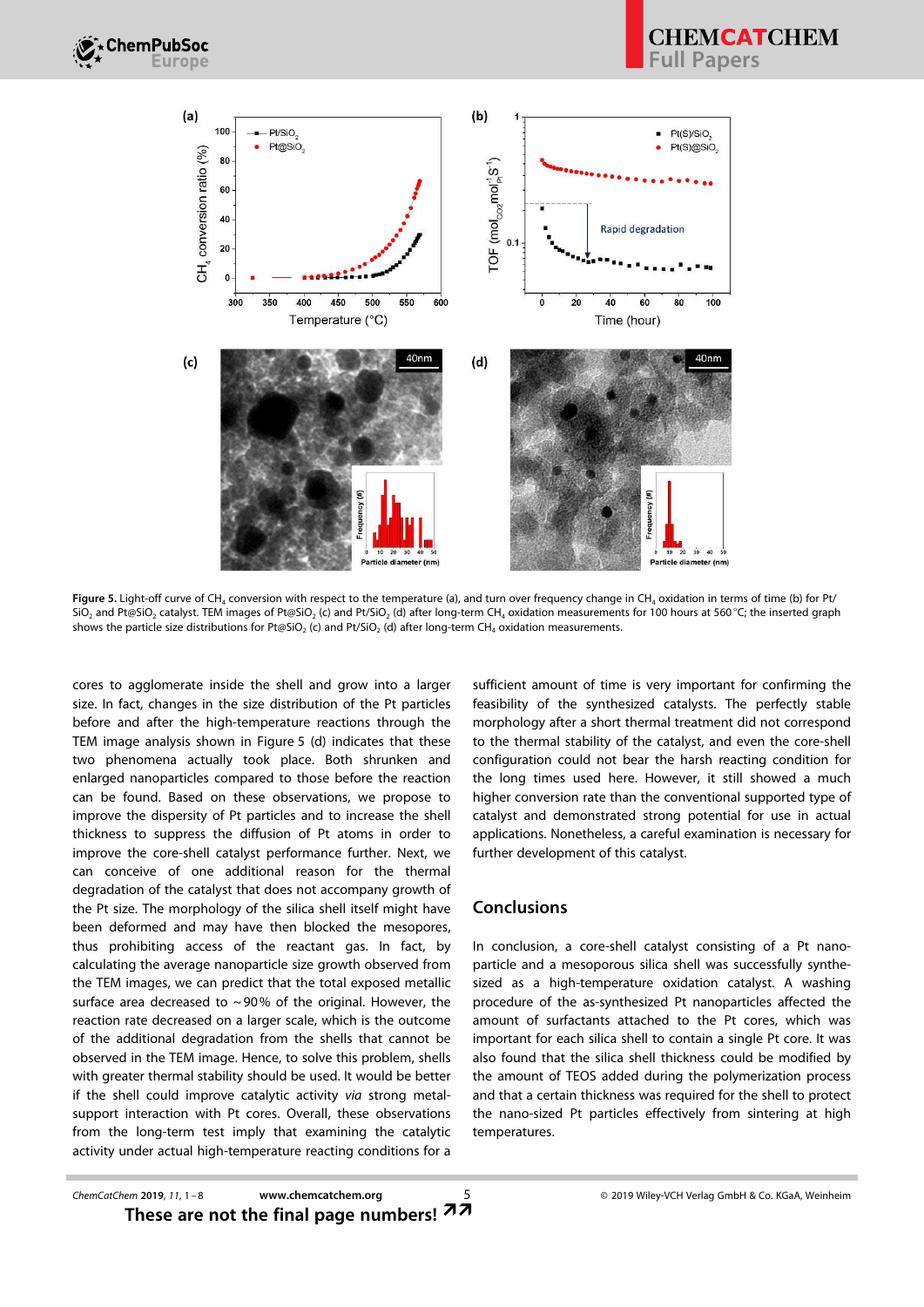(a)

100

80

60

40

20

0

CH$_4$ conversion ratio (%)

300 350 400 450 500 550 600

Temperature (°C)

Pt/SiO$_2$

Pt@SiO$_2$

(b)

1

0.1

TOF (mol$_{CO2}$mol$^{-1}_{Pt}$S$^{-1}$)

0 20 40 60 80 100

Time (hour)

Pt(S)/SiO$_2$

Pt(S)@SiO$_2$

Rapid degradation

(c)

40nm

Frequency (#)

0 10 20 30 40 50

Particle diameter (nm)

(d)

40nm

Frequency (#)

0 10 20 30 40 50

Particle diameter (nm)

**Figure 5.** Light-off curve of $CH_4$ conversion with respect to the temperature (a), and turn over frequency change in $CH_4$ oxidation in terms of time (b) for Pt/$SiO_2$ and Pt@$SiO_2$ catalyst. TEM images of Pt@$SiO_2$ (c) and Pt/$SiO_2$ (d) after long-term $CH_4$ oxidation measurements for 100 hours at 560 °C; the inserted graph shows the particle size distributions for Pt@$SiO_2$ (c) and Pt/$SiO_2$ (d) after long-term $CH_4$ oxidation measurements.

cores to agglomerate inside the shell and grow into a larger size. In fact, changes in the size distribution of the Pt particles before and after the high-temperature reactions through the TEM image analysis shown in Figure 5 (d) indicates that these two phenomena actually took place. Both shrunken and enlarged nanoparticles compared to those before the reaction can be found. Based on these observations, we propose to improve the dispersity of Pt particles and to increase the shell thickness to suppress the diffusion of Pt atoms in order to improve the core-shell catalyst performance further. Next, we can conceive of one additional reason for the thermal degradation of the catalyst that does not accompany growth of the Pt size. The morphology of the silica shell itself might have been deformed and may have then blocked the mesopores, thus prohibiting access of the reactant gas. In fact, by calculating the average nanoparticle size growth observed from the TEM images, we can predict that the total exposed metallic surface area decreased to ~90% of the original. However, the reaction rate decreased on a larger scale, which is the outcome of the additional degradation from the shells that cannot be observed in the TEM image. Hence, to solve this problem, shells with greater thermal stability should be used. It would be better if the shell could improve catalytic activity *via* strong metal-support interaction with Pt cores. Overall, these observations from the long-term test imply that examining the catalytic activity under actual high-temperature reacting conditions for a sufficient amount of time is very important for confirming the feasibility of the synthesized catalysts. The perfectly stable morphology after a short thermal treatment did not correspond to the thermal stability of the catalyst, and even the core-shell configuration could not bear the harsh reacting condition for the long times used here. However, it still showed a much higher conversion rate than the conventional supported type of catalyst and demonstrated strong potential for use in actual applications. Nonetheless, a careful examination is necessary for further development of this catalyst.

## Conclusions

In conclusion, a core-shell catalyst consisting of a Pt nanoparticle and a mesoporous silica shell was successfully synthesized as a high-temperature oxidation catalyst. A washing procedure of the as-synthesized Pt nanoparticles affected the amount of surfactants attached to the Pt cores, which was important for each silica shell to contain a single Pt core. It was also found that the silica shell thickness could be modified by the amount of TEOS added during the polymerization process and that a certain thickness was required for the shell to protect the nano-sized Pt particles effectively from sintering at high temperatures.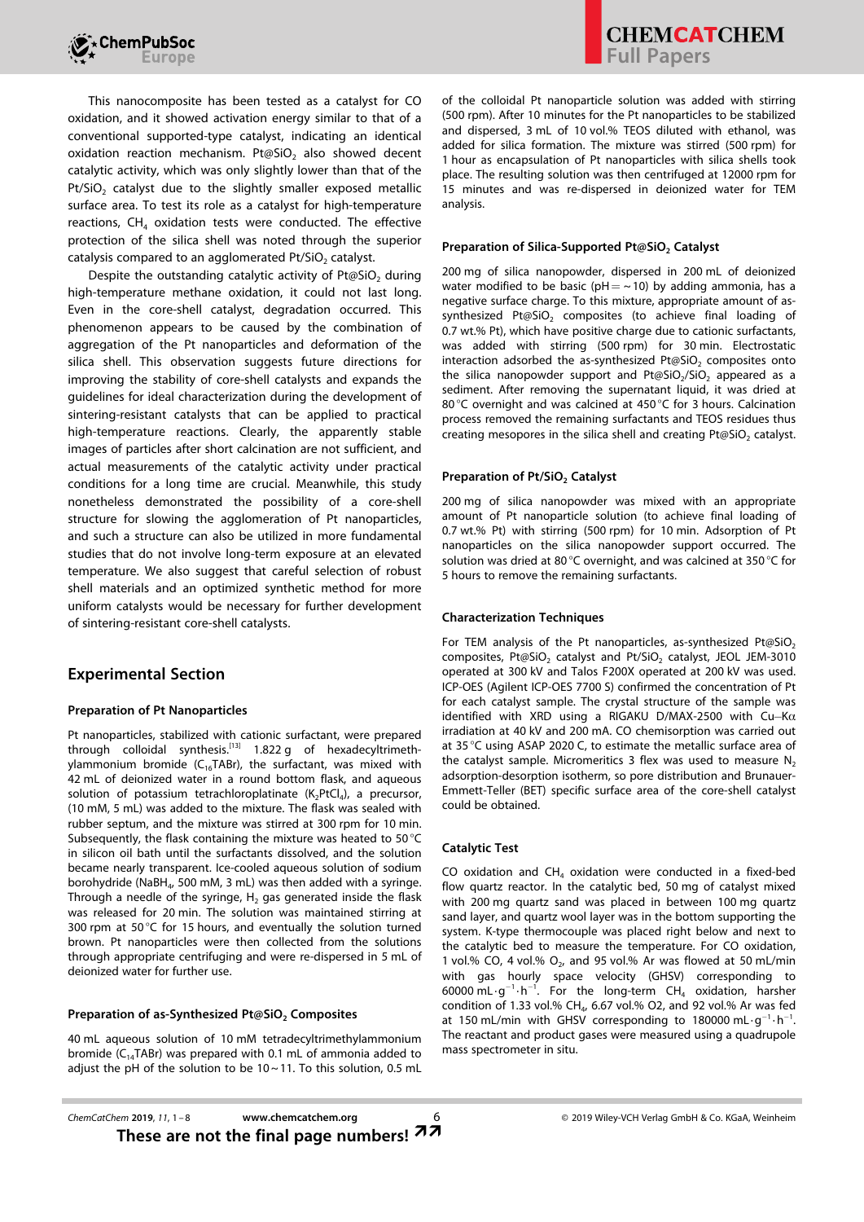This nanocomposite has been tested as a catalyst for CO oxidation, and it showed activation energy similar to that of a conventional supported-type catalyst, indicating an identical oxidation reaction mechanism. Pt@$SiO_2$ also showed decent catalytic activity, which was only slightly lower than that of the Pt/$SiO_2$ catalyst due to the slightly smaller exposed metallic surface area. To test its role as a catalyst for high-temperature reactions, $CH_4$ oxidation tests were conducted. The effective protection of the silica shell was noted through the superior catalysis compared to an agglomerated Pt/$SiO_2$ catalyst.

Despite the outstanding catalytic activity of Pt@$SiO_2$ during high-temperature methane oxidation, it could not last long. Even in the core-shell catalyst, degradation occurred. This phenomenon appears to be caused by the combination of aggregation of the Pt nanoparticles and deformation of the silica shell. This observation suggests future directions for improving the stability of core-shell catalysts and expands the guidelines for ideal characterization during the development of sintering-resistant catalysts that can be applied to practical high-temperature reactions. Clearly, the apparently stable images of particles after short calcination are not sufficient, and actual measurements of the catalytic activity under practical conditions for a long time are crucial. Meanwhile, this study nonetheless demonstrated the possibility of a core-shell structure for slowing the agglomeration of Pt nanoparticles, and such a structure can also be utilized in more fundamental studies that do not involve long-term exposure at an elevated temperature. We also suggest that careful selection of robust shell materials and an optimized synthetic method for more uniform catalysts would be necessary for further development of sintering-resistant core-shell catalysts.

## Experimental Section

### Preparation of Pt Nanoparticles

Pt nanoparticles, stabilized with cationic surfactant, were prepared through colloidal synthesis.[13] 1.822 g of hexadecyltrimethylammonium bromide ($C_{16}$TABr), the surfactant, was mixed with 42 mL of deionized water in a round bottom flask, and aqueous solution of potassium tetrachloroplatinate ($K_2PtCl_4$), a precursor, (10 mM, 5 mL) was added to the mixture. The flask was sealed with rubber septum, and the mixture was stirred at 300 rpm for 10 min. Subsequently, the flask containing the mixture was heated to 50 °C in silicon oil bath until the surfactants dissolved, and the solution became nearly transparent. Ice-cooled aqueous solution of sodium borohydride ($NaBH_4$, 500 mM, 3 mL) was then added with a syringe. Through a needle of the syringe, $H_2$ gas generated inside the flask was released for 20 min. The solution was maintained stirring at 300 rpm at 50 °C for 15 hours, and eventually the solution turned brown. Pt nanoparticles were then collected from the solutions through appropriate centrifuging and were re-dispersed in 5 mL of deionized water for further use.

### Preparation of as-Synthesized Pt@$SiO_2$ Composites

40 mL aqueous solution of 10 mM tetradecyltrimethylammonium bromide ($C_{14}$TABr) was prepared with 0.1 mL of ammonia added to adjust the pH of the solution to be 10~11. To this solution, 0.5 mL of the colloidal Pt nanoparticle solution was added with stirring (500 rpm). After 10 minutes for the Pt nanoparticles to be stabilized and dispersed, 3 mL of 10 vol.% TEOS diluted with ethanol, was added for silica formation. The mixture was stirred (500 rpm) for 1 hour as encapsulation of Pt nanoparticles with silica shells took place. The resulting solution was then centrifuged at 12000 rpm for 15 minutes and was re-dispersed in deionized water for TEM analysis.

### Preparation of Silica-Supported Pt@$SiO_2$ Catalyst

200 mg of silica nanopowder, dispersed in 200 mL of deionized water modified to be basic (pH = ~10) by adding ammonia, has a negative surface charge. To this mixture, appropriate amount of as-synthesized Pt@$SiO_2$ composites (to achieve final loading of 0.7 wt.% Pt), which have positive charge due to cationic surfactants, was added with stirring (500 rpm) for 30 min. Electrostatic interaction adsorbed the as-synthesized Pt@$SiO_2$ composites onto the silica nanopowder support and Pt@$SiO_2$/$SiO_2$ appeared as a sediment. After removing the supernatant liquid, it was dried at 80 °C overnight and was calcined at 450 °C for 3 hours. Calcination process removed the remaining surfactants and TEOS residues thus creating mesopores in the silica shell and creating Pt@$SiO_2$ catalyst.

### Preparation of Pt/$SiO_2$ Catalyst

200 mg of silica nanopowder was mixed with an appropriate amount of Pt nanoparticle solution (to achieve final loading of 0.7 wt.% Pt) with stirring (500 rpm) for 10 min. Adsorption of Pt nanoparticles on the silica nanopowder support occurred. The solution was dried at 80 °C overnight, and was calcined at 350 °C for 5 hours to remove the remaining surfactants.

### Characterization Techniques

For TEM analysis of the Pt nanoparticles, as-synthesized Pt@$SiO_2$ composites, Pt@$SiO_2$ catalyst and Pt/$SiO_2$ catalyst, JEOL JEM-3010 operated at 300 kV and Talos F200X operated at 200 kV was used. ICP-OES (Agilent ICP-OES 7700 S) confirmed the concentration of Pt for each catalyst sample. The crystal structure of the sample was identified with XRD using a RIGAKU D/MAX-2500 with Cu–Kα irradiation at 40 kV and 200 mA. CO chemisorption was carried out at 35 °C using ASAP 2020 C, to estimate the metallic surface area of the catalyst sample. Micromeritics 3 flex was used to measure $N_2$ adsorption-desorption isotherm, so pore distribution and Brunauer-Emmett-Teller (BET) specific surface area of the core-shell catalyst could be obtained.

### Catalytic Test

CO oxidation and $CH_4$ oxidation were conducted in a fixed-bed flow quartz reactor. In the catalytic bed, 50 mg of catalyst mixed with 200 mg quartz sand was placed in between 100 mg quartz sand layer, and quartz wool layer was in the bottom supporting the system. K-type thermocouple was placed right below and next to the catalytic bed to measure the temperature. For CO oxidation, 1 vol.% CO, 4 vol.% $O_2$, and 95 vol.% Ar was flowed at 50 mL/min with gas hourly space velocity (GHSV) corresponding to 60000 $mL\cdot g^{-1}\cdot h^{-1}$. For the long-term $CH_4$ oxidation, harsher condition of 1.33 vol.% $CH_4$, 6.67 vol.% O2, and 92 vol.% Ar was fed at 150 mL/min with GHSV corresponding to 180000 $mL\cdot g^{-1}\cdot h^{-1}$. The reactant and product gases were measured using a quadrupole mass spectrometer in situ.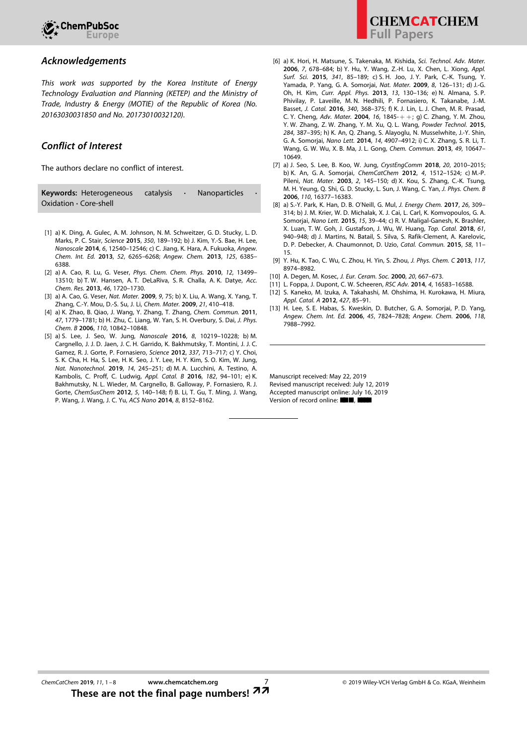## Acknowledgements

*This work was supported by the Korea Institute of Energy Technology Evaluation and Planning (KETEP) and the Ministry of Trade, Industry & Energy (MOTIE) of the Republic of Korea (No. 20163030031850 and No. 20173010032120).*

## Conflict of Interest

The authors declare no conflict of interest.

**Keywords:** Heterogeneous catalysis · Nanoparticles · Oxidation · Core-shell

[1] a) K. Ding, A. Gulec, A. M. Johnson, N. M. Schweitzer, G. D. Stucky, L. D. Marks, P. C. Stair, *Science* **2015**, *350*, 189–192; b) J. Kim, Y.-S. Bae, H. Lee, *Nanoscale* **2014**, *6*, 12540–12546; c) C. Jiang, K. Hara, A. Fukuoka, *Angew. Chem. Int. Ed.* **2013**, *52*, 6265–6268; *Angew. Chem.* **2013**, *125*, 6385–6388.

[2] a) A. Cao, R. Lu, G. Veser, *Phys. Chem. Chem. Phys.* **2010**, *12*, 13499–13510; b) T. W. Hansen, A. T. DeLaRiva, S. R. Challa, A. K. Datye, *Acc. Chem. Res.* **2013**, *46*, 1720–1730.

[3] a) A. Cao, G. Veser, *Nat. Mater.* **2009**, *9*, 75; b) X. Liu, A. Wang, X. Yang, T. Zhang, C.-Y. Mou, D.-S. Su, J. Li, *Chem. Mater.* **2009**, *21*, 410–418.

[4] a) K. Zhao, B. Qiao, J. Wang, Y. Zhang, T. Zhang, *Chem. Commun.* **2011**, *47*, 1779–1781; b) H. Zhu, C. Liang, W. Yan, S. H. Overbury, S. Dai, *J. Phys. Chem. B* **2006**, *110*, 10842–10848.

[5] a) S. Lee, J. Seo, W. Jung, *Nanoscale* **2016**, *8*, 10219–10228; b) M. Cargnello, J. J. D. Jaen, J. C. H. Garrido, K. Bakhmutsky, T. Montini, J. J. C. Gamez, R. J. Gorte, P. Fornasiero, *Science* **2012**, *337*, 713–717; c) Y. Choi, S. K. Cha, H. Ha, S. Lee, H. K. Seo, J. Y. Lee, H. Y. Kim, S. O. Kim, W. Jung, *Nat. Nanotechnol.* **2019**, *14*, 245–251; d) M. A. Lucchini, A. Testino, A. Kambolis, C. Proff, C. Ludwig, *Appl. Catal. B* **2016**, *182*, 94–101; e) K. Bakhmutsky, N. L. Wieder, M. Cargnello, B. Galloway, P. Fornasiero, R. J. Gorte, *ChemSusChem* **2012**, *5*, 140–148; f) B. Li, T. Gu, T. Ming, J. Wang, P. Wang, J. Wang, J. C. Yu, *ACS Nano* **2014**, *8*, 8152–8162.

[6] a) K. Hori, H. Matsune, S. Takenaka, M. Kishida, *Sci. Technol. Adv. Mater.* **2006**, *7*, 678–684; b) Y. Hu, Y. Wang, Z.-H. Lu, X. Chen, L. Xiong, *Appl. Surf. Sci.* **2015**, *341*, 85–189; c) S. H. Joo, J. Y. Park, C.-K. Tsung, Y. Yamada, P. Yang, G. A. Somorjai, *Nat. Mater.* **2009**, *8*, 126–131; d) J.-G. Oh, H. Kim, *Curr. Appl. Phys.* **2013**, *13*, 130–136; e) N. Almana, S. P. Phivilay, P. Laveille, M. N. Hedhili, P. Fornasiero, K. Takanabe, J.-M. Basset, *J. Catal.* **2016**, *340*, 368–375; f) K. J. Lin, L. J. Chen, M. R. Prasad, C. Y. Cheng, *Adv. Mater.* **2004**, *16*, 1845-++; g) C. Zhang, Y. M. Zhou, Y. W. Zhang, Z. W. Zhang, Y. M. Xu, Q. L. Wang, *Powder Technol.* **2015**, *284*, 387–395; h) K. An, Q. Zhang, S. Alayoglu, N. Musselwhite, J.-Y. Shin, G. A. Somorjai, *Nano Lett.* **2014**, *14*, 4907–4912; i) C. X. Zhang, S. R. Li, T. Wang, G. W. Wu, X. B. Ma, J. L. Gong, *Chem. Commun.* **2013**, *49*, 10647–10649.

[7] a) J. Seo, S. Lee, B. Koo, W. Jung, *CrystEngComm* **2018**, *20*, 2010–2015; b) K. An, G. A. Somorjai, *ChemCatChem* **2012**, *4*, 1512–1524; c) M.-P. Pileni, *Nat. Mater.* **2003**, *2*, 145–150; d) X. Kou, S. Zhang, C.-K. Tsung, M. H. Yeung, Q. Shi, G. D. Stucky, L. Sun, J. Wang, C. Yan, *J. Phys. Chem. B* **2006**, *110*, 16377–16383.

[8] a) S.-Y. Park, K. Han, D. B. O'Neill, G. Mul, *J. Energy Chem.* **2017**, *26*, 309–314; b) J. M. Krier, W. D. Michalak, X. J. Cai, L. Carl, K. Komvopoulos, G. A. Somorjai, *Nano Lett.* **2015**, *15*, 39–44; c) R. V. Maligal-Ganesh, K. Brashler, X. Luan, T. W. Goh, J. Gustafson, J. Wu, W. Huang, *Top. Catal.* **2018**, *61*, 940–948; d) J. Martins, N. Batail, S. Silva, S. Rafik-Clement, A. Karelovic, D. P. Debecker, A. Chaumonnot, D. Uzio, *Catal. Commun.* **2015**, *58*, 11–15.

[9] Y. Hu, K. Tao, C. Wu, C. Zhou, H. Yin, S. Zhou, *J. Phys. Chem. C* **2013**, *117*, 8974–8982.

[10] A. Degen, M. Kosec, *J. Eur. Ceram. Soc.* **2000**, *20*, 667–673.

[11] L. Foppa, J. Dupont, C. W. Scheeren, *RSC Adv.* **2014**, *4*, 16583–16588.

[12] S. Kaneko, M. Izuka, A. Takahashi, M. Ohshima, H. Kurokawa, H. Miura, *Appl. Catal. A* **2012**, *427*, 85–91.

[13] H. Lee, S. E. Habas, S. Kweskin, D. Butcher, G. A. Somorjai, P. D. Yang, *Angew. Chem. Int. Ed.* **2006**, *45*, 7824–7828; *Angew. Chem.* **2006**, *118*, 7988–7992.

Manuscript received: May 22, 2019
Revised manuscript received: July 12, 2019
Accepted manuscript online: July 16, 2019
Version of record online: ■■, ■■■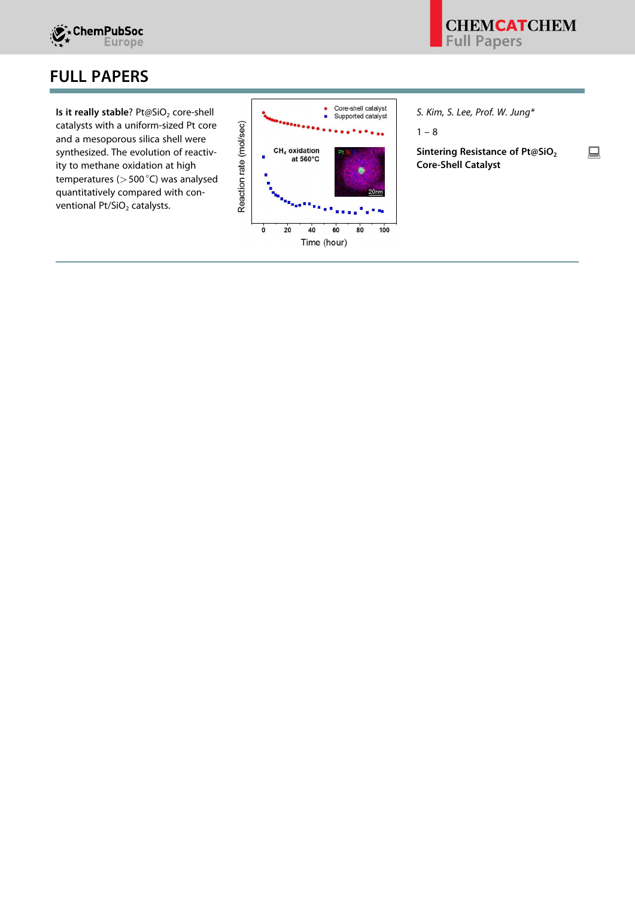# FULL PAPERS

**Is it really stable**? Pt@$SiO_2$ core-shell catalysts with a uniform-sized Pt core and a mesoporous silica shell were synthesized. The evolution of reactivity to methane oxidation at high temperatures (> 500 °C) was analysed quantitatively compared with conventional Pt/$SiO_2$ catalysts.

Core-shell catalyst
Supported catalyst
$CH_4$ oxidation at 560°C
Pt Si
20nm
Reaction rate (mol/sec)
0 20 40 60 80 100
Time (hour)

*S. Kim, S. Lee, Prof. W. Jung**

1 – 8

**Sintering Resistance of Pt@$SiO_2$ Core-Shell Catalyst**